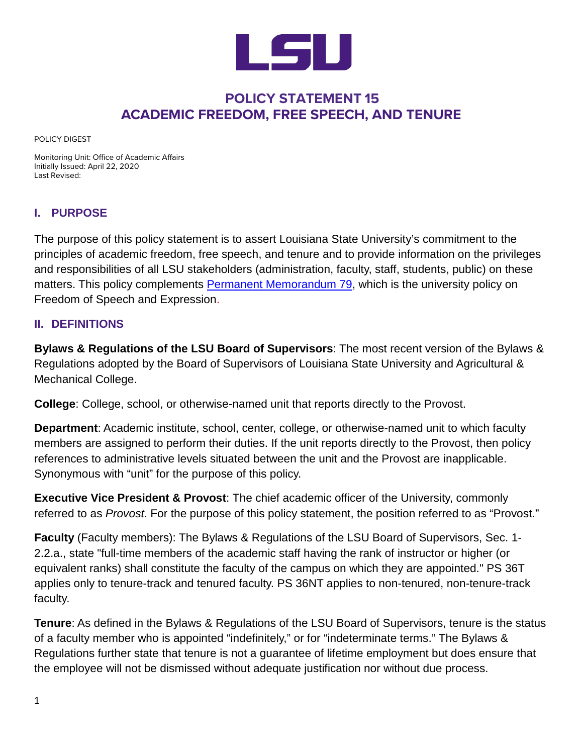# POLICY STATEMENT 15
# ACADEMIC FREEDOM, FREE SPEECH, AND TENURE

POLICY DIGEST

Monitoring Unit: Office of Academic Affairs
Initially Issued: April 22, 2020
Last Revised:

## I. PURPOSE

The purpose of this policy statement is to assert Louisiana State University's commitment to the principles of academic freedom, free speech, and tenure and to provide information on the privileges and responsibilities of all LSU stakeholders (administration, faculty, staff, students, public) on these matters. This policy complements Permanent Memorandum 79, which is the university policy on Freedom of Speech and Expression.

## II. DEFINITIONS

**Bylaws & Regulations of the LSU Board of Supervisors**: The most recent version of the Bylaws & Regulations adopted by the Board of Supervisors of Louisiana State University and Agricultural & Mechanical College.

**College**: College, school, or otherwise-named unit that reports directly to the Provost.

**Department**: Academic institute, school, center, college, or otherwise-named unit to which faculty members are assigned to perform their duties. If the unit reports directly to the Provost, then policy references to administrative levels situated between the unit and the Provost are inapplicable. Synonymous with "unit" for the purpose of this policy.

**Executive Vice President & Provost**: The chief academic officer of the University, commonly referred to as *Provost*. For the purpose of this policy statement, the position referred to as "Provost."

**Faculty** (Faculty members): The Bylaws & Regulations of the LSU Board of Supervisors, Sec. 1-2.2.a., state "full-time members of the academic staff having the rank of instructor or higher (or equivalent ranks) shall constitute the faculty of the campus on which they are appointed." PS 36T applies only to tenure-track and tenured faculty. PS 36NT applies to non-tenured, non-tenure-track faculty.

**Tenure**: As defined in the Bylaws & Regulations of the LSU Board of Supervisors, tenure is the status of a faculty member who is appointed "indefinitely," or for "indeterminate terms." The Bylaws & Regulations further state that tenure is not a guarantee of lifetime employment but does ensure that the employee will not be dismissed without adequate justification nor without due process.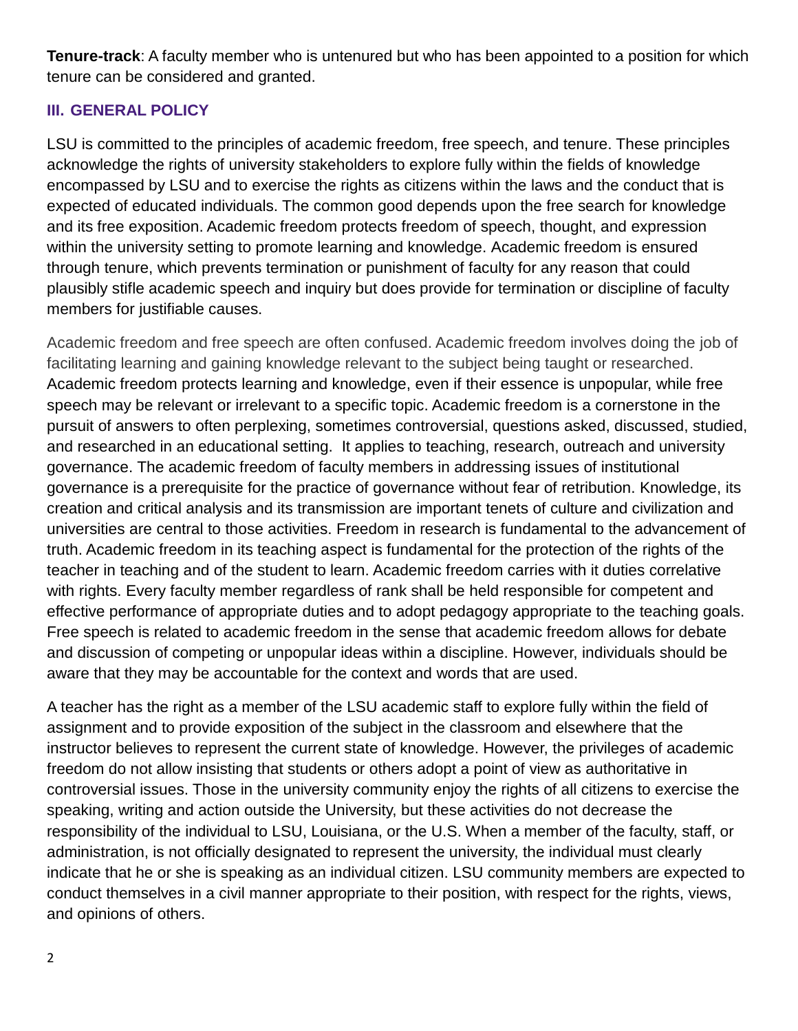**Tenure-track**: A faculty member who is untenured but who has been appointed to a position for which tenure can be considered and granted.

## III. GENERAL POLICY

LSU is committed to the principles of academic freedom, free speech, and tenure. These principles acknowledge the rights of university stakeholders to explore fully within the fields of knowledge encompassed by LSU and to exercise the rights as citizens within the laws and the conduct that is expected of educated individuals. The common good depends upon the free search for knowledge and its free exposition. Academic freedom protects freedom of speech, thought, and expression within the university setting to promote learning and knowledge. Academic freedom is ensured through tenure, which prevents termination or punishment of faculty for any reason that could plausibly stifle academic speech and inquiry but does provide for termination or discipline of faculty members for justifiable causes.

Academic freedom and free speech are often confused. Academic freedom involves doing the job of facilitating learning and gaining knowledge relevant to the subject being taught or researched. Academic freedom protects learning and knowledge, even if their essence is unpopular, while free speech may be relevant or irrelevant to a specific topic. Academic freedom is a cornerstone in the pursuit of answers to often perplexing, sometimes controversial, questions asked, discussed, studied, and researched in an educational setting. It applies to teaching, research, outreach and university governance. The academic freedom of faculty members in addressing issues of institutional governance is a prerequisite for the practice of governance without fear of retribution. Knowledge, its creation and critical analysis and its transmission are important tenets of culture and civilization and universities are central to those activities. Freedom in research is fundamental to the advancement of truth. Academic freedom in its teaching aspect is fundamental for the protection of the rights of the teacher in teaching and of the student to learn. Academic freedom carries with it duties correlative with rights. Every faculty member regardless of rank shall be held responsible for competent and effective performance of appropriate duties and to adopt pedagogy appropriate to the teaching goals. Free speech is related to academic freedom in the sense that academic freedom allows for debate and discussion of competing or unpopular ideas within a discipline. However, individuals should be aware that they may be accountable for the context and words that are used.

A teacher has the right as a member of the LSU academic staff to explore fully within the field of assignment and to provide exposition of the subject in the classroom and elsewhere that the instructor believes to represent the current state of knowledge. However, the privileges of academic freedom do not allow insisting that students or others adopt a point of view as authoritative in controversial issues. Those in the university community enjoy the rights of all citizens to exercise the speaking, writing and action outside the University, but these activities do not decrease the responsibility of the individual to LSU, Louisiana, or the U.S. When a member of the faculty, staff, or administration, is not officially designated to represent the university, the individual must clearly indicate that he or she is speaking as an individual citizen. LSU community members are expected to conduct themselves in a civil manner appropriate to their position, with respect for the rights, views, and opinions of others.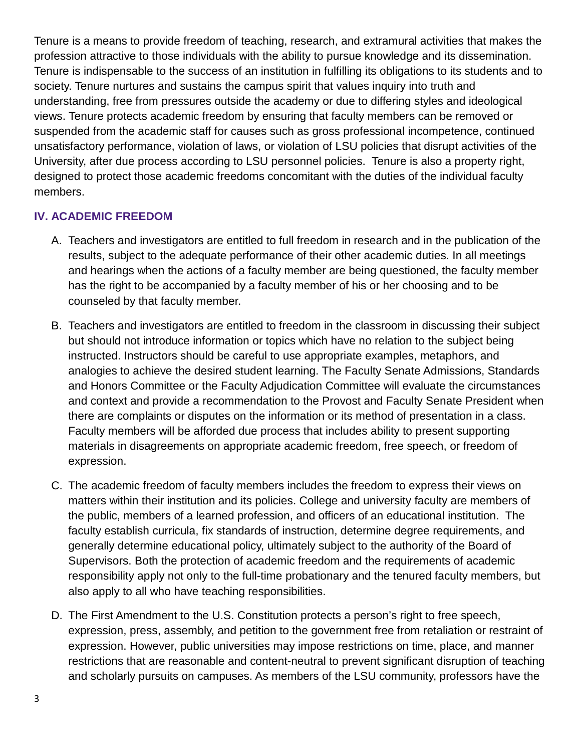Tenure is a means to provide freedom of teaching, research, and extramural activities that makes the profession attractive to those individuals with the ability to pursue knowledge and its dissemination. Tenure is indispensable to the success of an institution in fulfilling its obligations to its students and to society. Tenure nurtures and sustains the campus spirit that values inquiry into truth and understanding, free from pressures outside the academy or due to differing styles and ideological views. Tenure protects academic freedom by ensuring that faculty members can be removed or suspended from the academic staff for causes such as gross professional incompetence, continued unsatisfactory performance, violation of laws, or violation of LSU policies that disrupt activities of the University, after due process according to LSU personnel policies. Tenure is also a property right, designed to protect those academic freedoms concomitant with the duties of the individual faculty members.

## IV. ACADEMIC FREEDOM

A. Teachers and investigators are entitled to full freedom in research and in the publication of the results, subject to the adequate performance of their other academic duties. In all meetings and hearings when the actions of a faculty member are being questioned, the faculty member has the right to be accompanied by a faculty member of his or her choosing and to be counseled by that faculty member.

B. Teachers and investigators are entitled to freedom in the classroom in discussing their subject but should not introduce information or topics which have no relation to the subject being instructed. Instructors should be careful to use appropriate examples, metaphors, and analogies to achieve the desired student learning. The Faculty Senate Admissions, Standards and Honors Committee or the Faculty Adjudication Committee will evaluate the circumstances and context and provide a recommendation to the Provost and Faculty Senate President when there are complaints or disputes on the information or its method of presentation in a class. Faculty members will be afforded due process that includes ability to present supporting materials in disagreements on appropriate academic freedom, free speech, or freedom of expression.

C. The academic freedom of faculty members includes the freedom to express their views on matters within their institution and its policies. College and university faculty are members of the public, members of a learned profession, and officers of an educational institution. The faculty establish curricula, fix standards of instruction, determine degree requirements, and generally determine educational policy, ultimately subject to the authority of the Board of Supervisors. Both the protection of academic freedom and the requirements of academic responsibility apply not only to the full-time probationary and the tenured faculty members, but also apply to all who have teaching responsibilities.

D. The First Amendment to the U.S. Constitution protects a person's right to free speech, expression, press, assembly, and petition to the government free from retaliation or restraint of expression. However, public universities may impose restrictions on time, place, and manner restrictions that are reasonable and content-neutral to prevent significant disruption of teaching and scholarly pursuits on campuses. As members of the LSU community, professors have the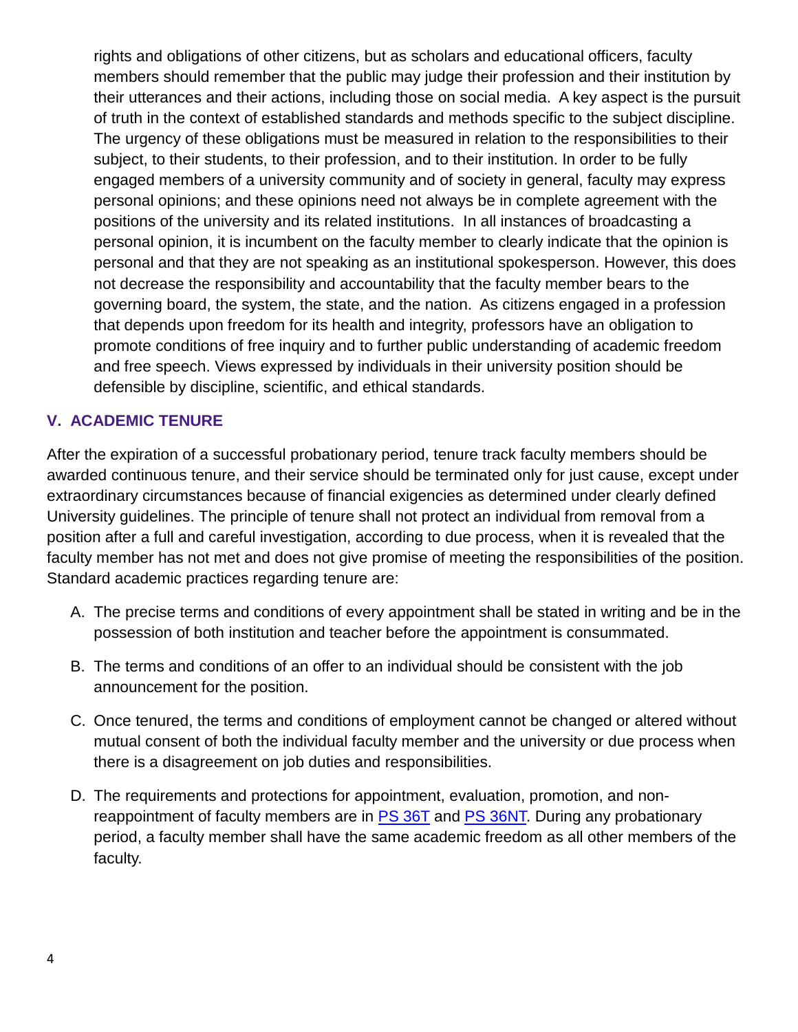rights and obligations of other citizens, but as scholars and educational officers, faculty members should remember that the public may judge their profession and their institution by their utterances and their actions, including those on social media. A key aspect is the pursuit of truth in the context of established standards and methods specific to the subject discipline. The urgency of these obligations must be measured in relation to the responsibilities to their subject, to their students, to their profession, and to their institution. In order to be fully engaged members of a university community and of society in general, faculty may express personal opinions; and these opinions need not always be in complete agreement with the positions of the university and its related institutions. In all instances of broadcasting a personal opinion, it is incumbent on the faculty member to clearly indicate that the opinion is personal and that they are not speaking as an institutional spokesperson. However, this does not decrease the responsibility and accountability that the faculty member bears to the governing board, the system, the state, and the nation. As citizens engaged in a profession that depends upon freedom for its health and integrity, professors have an obligation to promote conditions of free inquiry and to further public understanding of academic freedom and free speech. Views expressed by individuals in their university position should be defensible by discipline, scientific, and ethical standards.

## V. ACADEMIC TENURE

After the expiration of a successful probationary period, tenure track faculty members should be awarded continuous tenure, and their service should be terminated only for just cause, except under extraordinary circumstances because of financial exigencies as determined under clearly defined University guidelines. The principle of tenure shall not protect an individual from removal from a position after a full and careful investigation, according to due process, when it is revealed that the faculty member has not met and does not give promise of meeting the responsibilities of the position. Standard academic practices regarding tenure are:

A. The precise terms and conditions of every appointment shall be stated in writing and be in the possession of both institution and teacher before the appointment is consummated.

B. The terms and conditions of an offer to an individual should be consistent with the job announcement for the position.

C. Once tenured, the terms and conditions of employment cannot be changed or altered without mutual consent of both the individual faculty member and the university or due process when there is a disagreement on job duties and responsibilities.

D. The requirements and protections for appointment, evaluation, promotion, and non-reappointment of faculty members are in PS 36T and PS 36NT. During any probationary period, a faculty member shall have the same academic freedom as all other members of the faculty.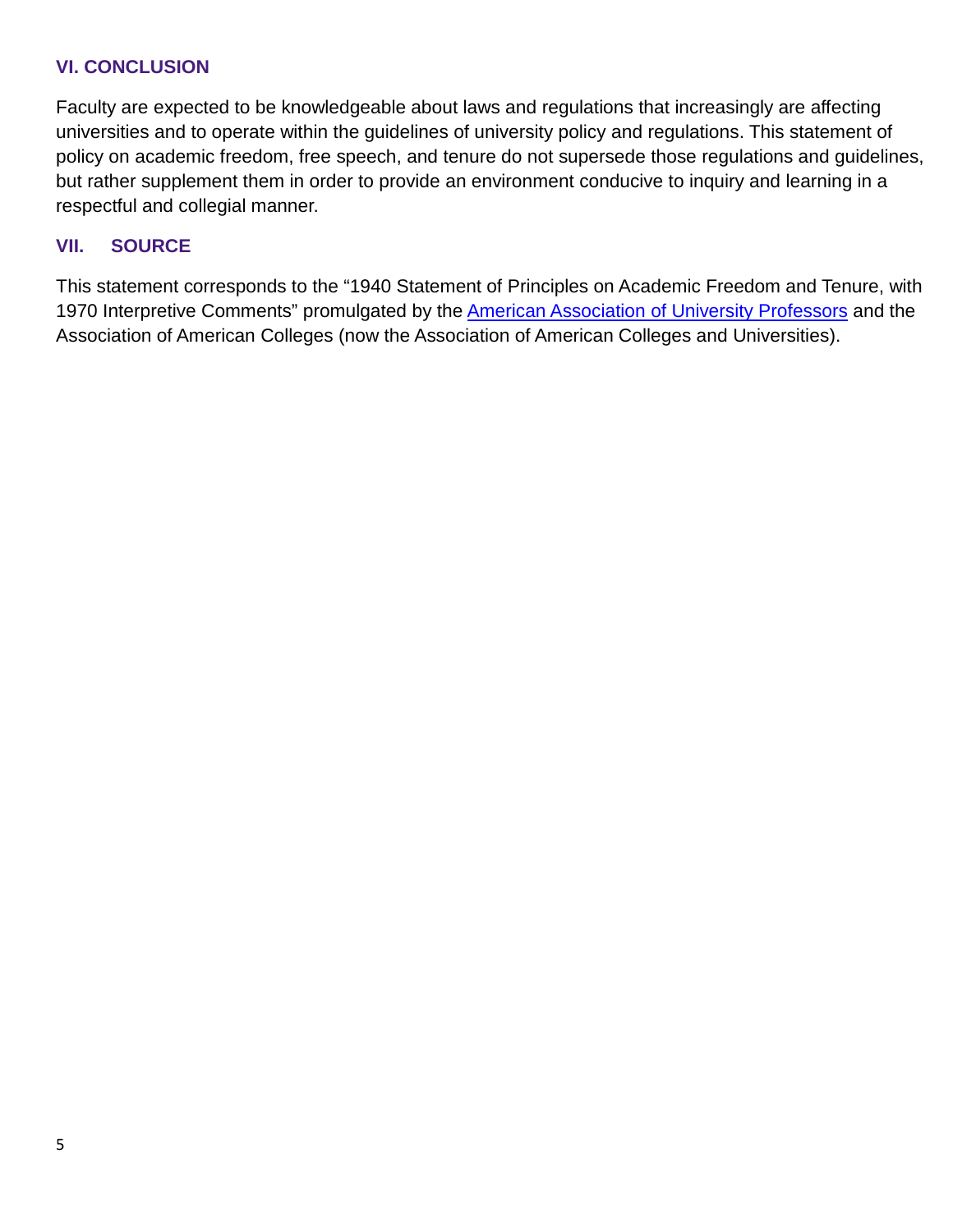## VI. CONCLUSION

Faculty are expected to be knowledgeable about laws and regulations that increasingly are affecting universities and to operate within the guidelines of university policy and regulations. This statement of policy on academic freedom, free speech, and tenure do not supersede those regulations and guidelines, but rather supplement them in order to provide an environment conducive to inquiry and learning in a respectful and collegial manner.

## VII. SOURCE

This statement corresponds to the "1940 Statement of Principles on Academic Freedom and Tenure, with 1970 Interpretive Comments" promulgated by the American Association of University Professors and the Association of American Colleges (now the Association of American Colleges and Universities).